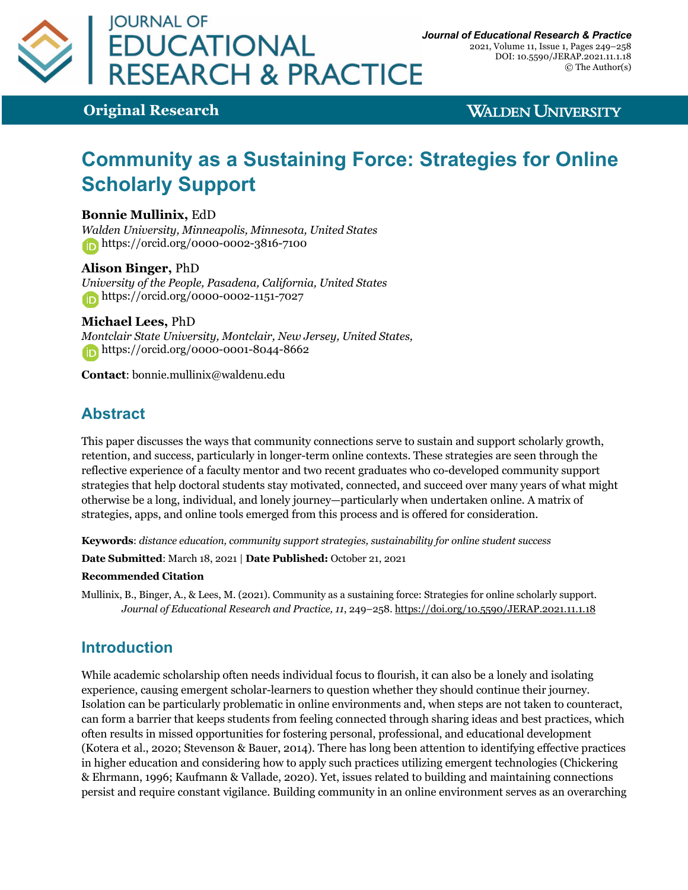**Original Research**

# Community as a Sustaining Force: Strategies for Online Scholarly Support

**Bonnie Mullinix,** EdD
*Walden University, Minneapolis, Minnesota, United States*
https://orcid.org/0000-0002-3816-7100

**Alison Binger,** PhD
*University of the People, Pasadena, California, United States*
https://orcid.org/0000-0002-1151-7027

**Michael Lees,** PhD
*Montclair State University, Montclair, New Jersey, United States,*
https://orcid.org/0000-0001-8044-8662

**Contact**: bonnie.mullinix@waldenu.edu

## Abstract

This paper discusses the ways that community connections serve to sustain and support scholarly growth, retention, and success, particularly in longer-term online contexts. These strategies are seen through the reflective experience of a faculty mentor and two recent graduates who co-developed community support strategies that help doctoral students stay motivated, connected, and succeed over many years of what might otherwise be a long, individual, and lonely journey—particularly when undertaken online. A matrix of strategies, apps, and online tools emerged from this process and is offered for consideration.

**Keywords**: *distance education, community support strategies, sustainability for online student success*

**Date Submitted**: March 18, 2021 | **Date Published:** October 21, 2021

**Recommended Citation**

Mullinix, B., Binger, A., & Lees, M. (2021). Community as a sustaining force: Strategies for online scholarly support. *Journal of Educational Research and Practice, 11*, 249–258. https://doi.org/10.5590/JERAP.2021.11.1.18

## Introduction

While academic scholarship often needs individual focus to flourish, it can also be a lonely and isolating experience, causing emergent scholar-learners to question whether they should continue their journey. Isolation can be particularly problematic in online environments and, when steps are not taken to counteract, can form a barrier that keeps students from feeling connected through sharing ideas and best practices, which often results in missed opportunities for fostering personal, professional, and educational development (Kotera et al., 2020; Stevenson & Bauer, 2014). There has long been attention to identifying effective practices in higher education and considering how to apply such practices utilizing emergent technologies (Chickering & Ehrmann, 1996; Kaufmann & Vallade, 2020). Yet, issues related to building and maintaining connections persist and require constant vigilance. Building community in an online environment serves as an overarching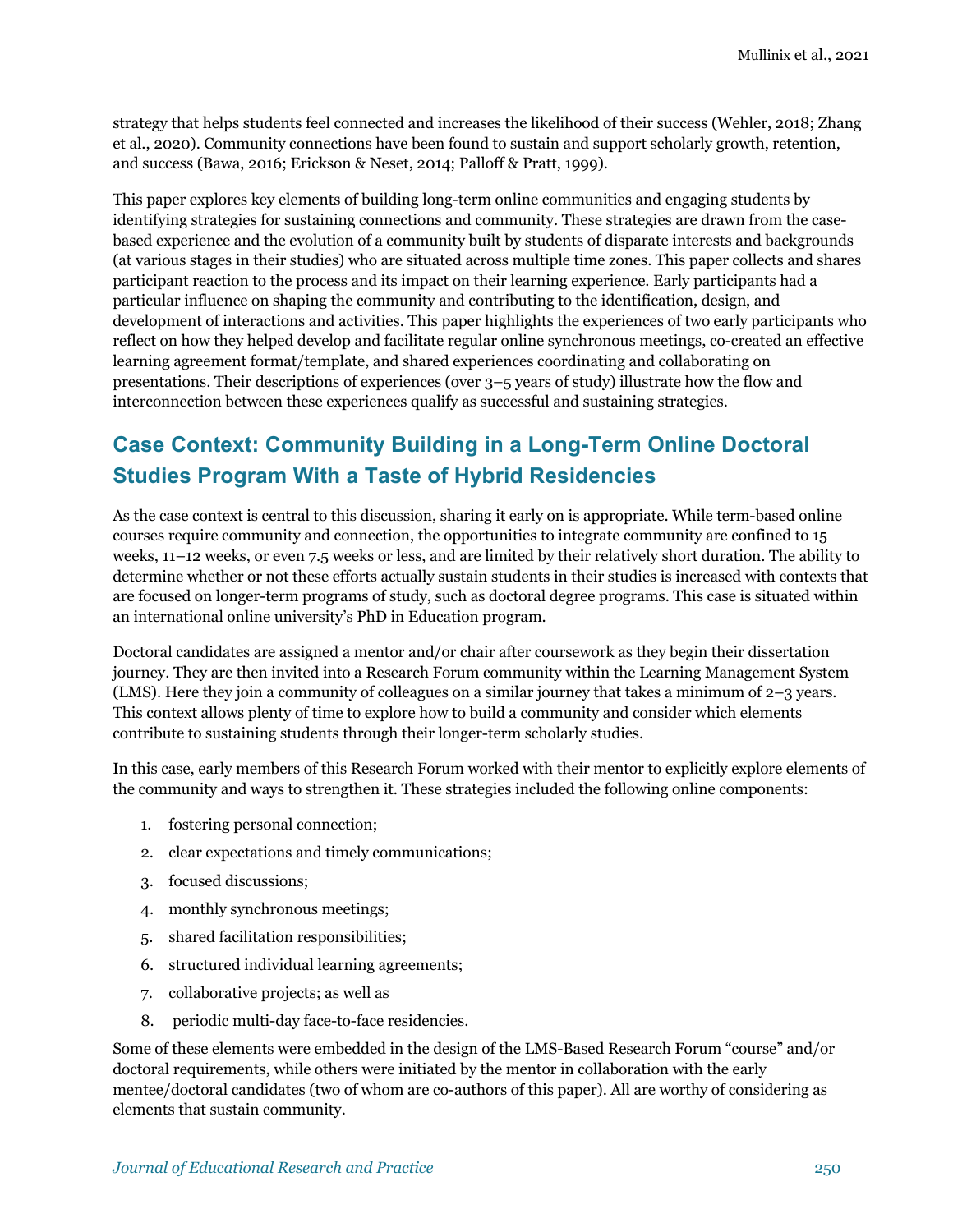strategy that helps students feel connected and increases the likelihood of their success (Wehler, 2018; Zhang et al., 2020). Community connections have been found to sustain and support scholarly growth, retention, and success (Bawa, 2016; Erickson & Neset, 2014; Palloff & Pratt, 1999).

This paper explores key elements of building long-term online communities and engaging students by identifying strategies for sustaining connections and community. These strategies are drawn from the case-based experience and the evolution of a community built by students of disparate interests and backgrounds (at various stages in their studies) who are situated across multiple time zones. This paper collects and shares participant reaction to the process and its impact on their learning experience. Early participants had a particular influence on shaping the community and contributing to the identification, design, and development of interactions and activities. This paper highlights the experiences of two early participants who reflect on how they helped develop and facilitate regular online synchronous meetings, co-created an effective learning agreement format/template, and shared experiences coordinating and collaborating on presentations. Their descriptions of experiences (over 3–5 years of study) illustrate how the flow and interconnection between these experiences qualify as successful and sustaining strategies.

## Case Context: Community Building in a Long-Term Online Doctoral Studies Program With a Taste of Hybrid Residencies

As the case context is central to this discussion, sharing it early on is appropriate. While term-based online courses require community and connection, the opportunities to integrate community are confined to 15 weeks, 11–12 weeks, or even 7.5 weeks or less, and are limited by their relatively short duration. The ability to determine whether or not these efforts actually sustain students in their studies is increased with contexts that are focused on longer-term programs of study, such as doctoral degree programs. This case is situated within an international online university's PhD in Education program.

Doctoral candidates are assigned a mentor and/or chair after coursework as they begin their dissertation journey. They are then invited into a Research Forum community within the Learning Management System (LMS). Here they join a community of colleagues on a similar journey that takes a minimum of 2–3 years. This context allows plenty of time to explore how to build a community and consider which elements contribute to sustaining students through their longer-term scholarly studies.

In this case, early members of this Research Forum worked with their mentor to explicitly explore elements of the community and ways to strengthen it. These strategies included the following online components:

1. fostering personal connection;
2. clear expectations and timely communications;
3. focused discussions;
4. monthly synchronous meetings;
5. shared facilitation responsibilities;
6. structured individual learning agreements;
7. collaborative projects; as well as
8. periodic multi-day face-to-face residencies.

Some of these elements were embedded in the design of the LMS-Based Research Forum "course" and/or doctoral requirements, while others were initiated by the mentor in collaboration with the early mentee/doctoral candidates (two of whom are co-authors of this paper). All are worthy of considering as elements that sustain community.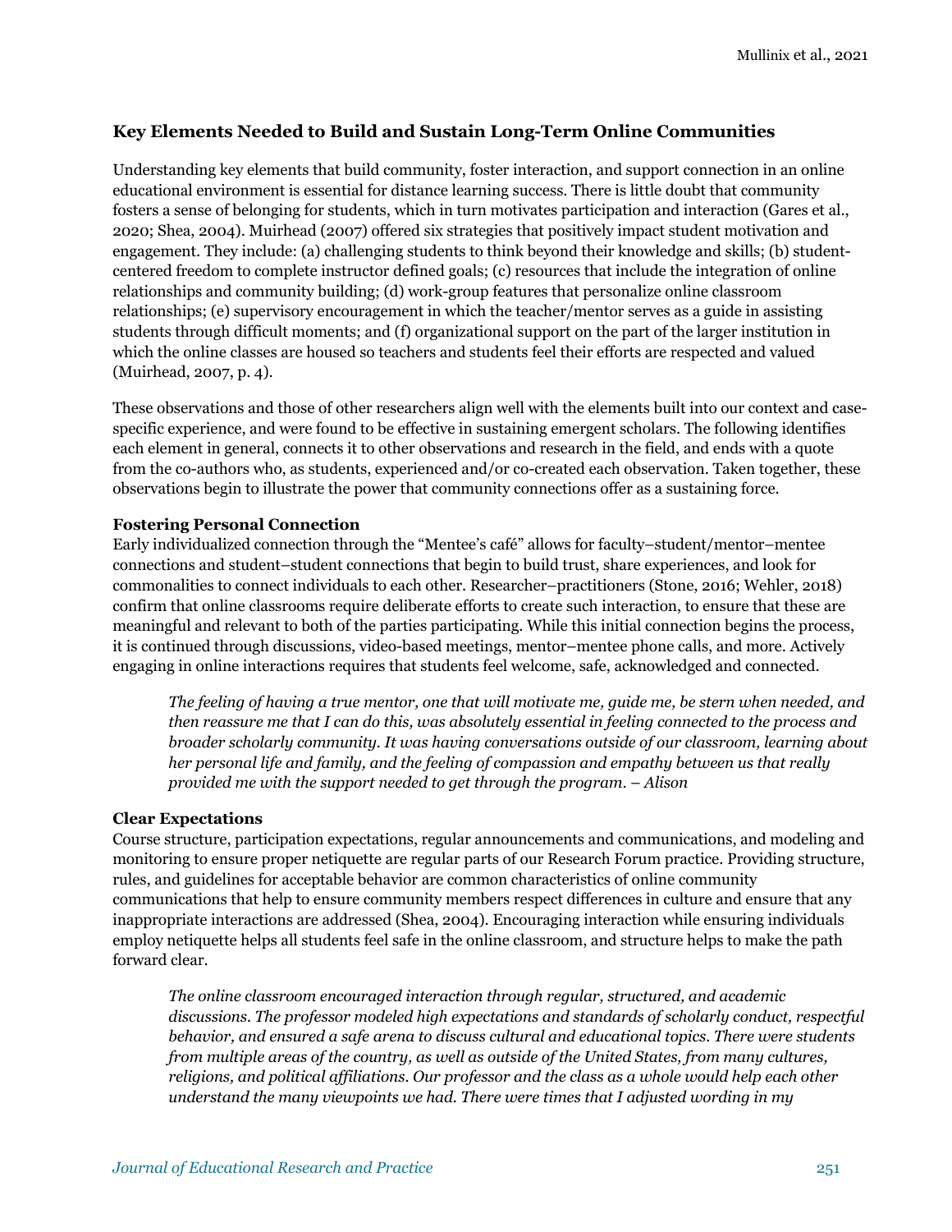## Key Elements Needed to Build and Sustain Long-Term Online Communities

Understanding key elements that build community, foster interaction, and support connection in an online educational environment is essential for distance learning success. There is little doubt that community fosters a sense of belonging for students, which in turn motivates participation and interaction (Gares et al., 2020; Shea, 2004). Muirhead (2007) offered six strategies that positively impact student motivation and engagement. They include: (a) challenging students to think beyond their knowledge and skills; (b) student-centered freedom to complete instructor defined goals; (c) resources that include the integration of online relationships and community building; (d) work-group features that personalize online classroom relationships; (e) supervisory encouragement in which the teacher/mentor serves as a guide in assisting students through difficult moments; and (f) organizational support on the part of the larger institution in which the online classes are housed so teachers and students feel their efforts are respected and valued (Muirhead, 2007, p. 4).

These observations and those of other researchers align well with the elements built into our context and case-specific experience, and were found to be effective in sustaining emergent scholars. The following identifies each element in general, connects it to other observations and research in the field, and ends with a quote from the co-authors who, as students, experienced and/or co-created each observation. Taken together, these observations begin to illustrate the power that community connections offer as a sustaining force.

### Fostering Personal Connection

Early individualized connection through the "Mentee's café" allows for faculty–student/mentor–mentee connections and student–student connections that begin to build trust, share experiences, and look for commonalities to connect individuals to each other. Researcher–practitioners (Stone, 2016; Wehler, 2018) confirm that online classrooms require deliberate efforts to create such interaction, to ensure that these are meaningful and relevant to both of the parties participating. While this initial connection begins the process, it is continued through discussions, video-based meetings, mentor–mentee phone calls, and more. Actively engaging in online interactions requires that students feel welcome, safe, acknowledged and connected.

> *The feeling of having a true mentor, one that will motivate me, guide me, be stern when needed, and then reassure me that I can do this, was absolutely essential in feeling connected to the process and broader scholarly community. It was having conversations outside of our classroom, learning about her personal life and family, and the feeling of compassion and empathy between us that really provided me with the support needed to get through the program. – Alison*

### Clear Expectations

Course structure, participation expectations, regular announcements and communications, and modeling and monitoring to ensure proper netiquette are regular parts of our Research Forum practice. Providing structure, rules, and guidelines for acceptable behavior are common characteristics of online community communications that help to ensure community members respect differences in culture and ensure that any inappropriate interactions are addressed (Shea, 2004). Encouraging interaction while ensuring individuals employ netiquette helps all students feel safe in the online classroom, and structure helps to make the path forward clear.

> *The online classroom encouraged interaction through regular, structured, and academic discussions. The professor modeled high expectations and standards of scholarly conduct, respectful behavior, and ensured a safe arena to discuss cultural and educational topics. There were students from multiple areas of the country, as well as outside of the United States, from many cultures, religions, and political affiliations. Our professor and the class as a whole would help each other understand the many viewpoints we had. There were times that I adjusted wording in my*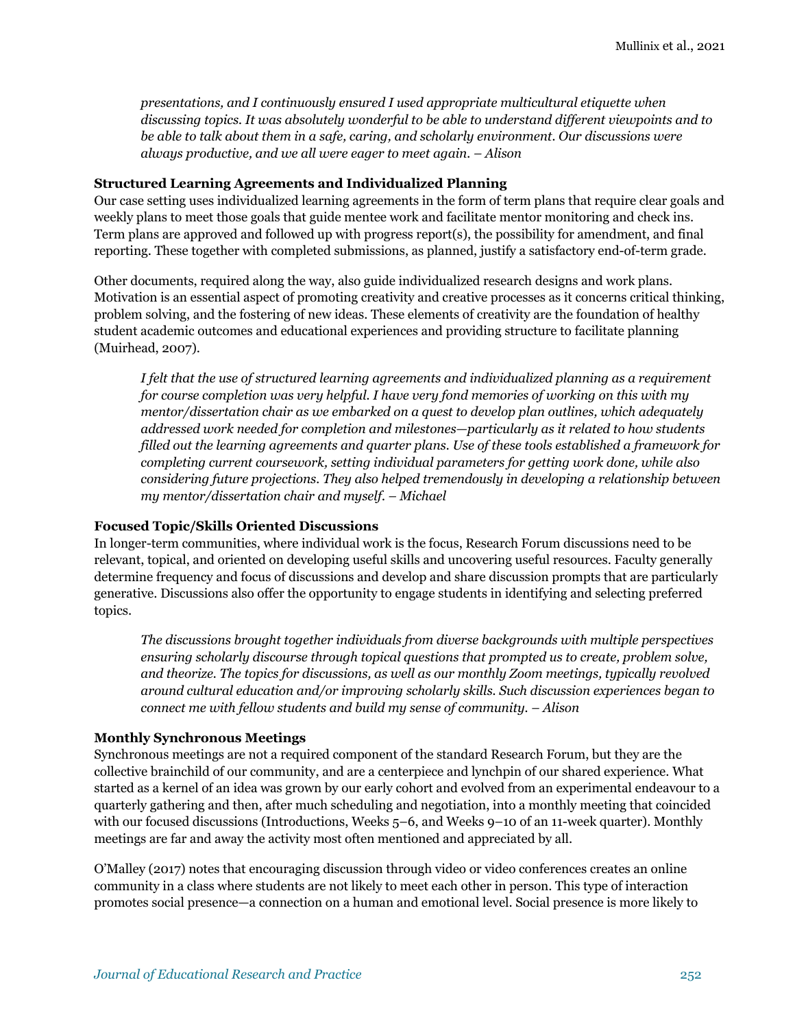*presentations, and I continuously ensured I used appropriate multicultural etiquette when discussing topics. It was absolutely wonderful to be able to understand different viewpoints and to be able to talk about them in a safe, caring, and scholarly environment. Our discussions were always productive, and we all were eager to meet again. – Alison*

### Structured Learning Agreements and Individualized Planning

Our case setting uses individualized learning agreements in the form of term plans that require clear goals and weekly plans to meet those goals that guide mentee work and facilitate mentor monitoring and check ins. Term plans are approved and followed up with progress report(s), the possibility for amendment, and final reporting. These together with completed submissions, as planned, justify a satisfactory end-of-term grade.

Other documents, required along the way, also guide individualized research designs and work plans. Motivation is an essential aspect of promoting creativity and creative processes as it concerns critical thinking, problem solving, and the fostering of new ideas. These elements of creativity are the foundation of healthy student academic outcomes and educational experiences and providing structure to facilitate planning (Muirhead, 2007).

> *I felt that the use of structured learning agreements and individualized planning as a requirement for course completion was very helpful. I have very fond memories of working on this with my mentor/dissertation chair as we embarked on a quest to develop plan outlines, which adequately addressed work needed for completion and milestones—particularly as it related to how students filled out the learning agreements and quarter plans. Use of these tools established a framework for completing current coursework, setting individual parameters for getting work done, while also considering future projections. They also helped tremendously in developing a relationship between my mentor/dissertation chair and myself. – Michael*

### Focused Topic/Skills Oriented Discussions

In longer-term communities, where individual work is the focus, Research Forum discussions need to be relevant, topical, and oriented on developing useful skills and uncovering useful resources. Faculty generally determine frequency and focus of discussions and develop and share discussion prompts that are particularly generative. Discussions also offer the opportunity to engage students in identifying and selecting preferred topics.

> *The discussions brought together individuals from diverse backgrounds with multiple perspectives ensuring scholarly discourse through topical questions that prompted us to create, problem solve, and theorize. The topics for discussions, as well as our monthly Zoom meetings, typically revolved around cultural education and/or improving scholarly skills. Such discussion experiences began to connect me with fellow students and build my sense of community. – Alison*

### Monthly Synchronous Meetings

Synchronous meetings are not a required component of the standard Research Forum, but they are the collective brainchild of our community, and are a centerpiece and lynchpin of our shared experience. What started as a kernel of an idea was grown by our early cohort and evolved from an experimental endeavour to a quarterly gathering and then, after much scheduling and negotiation, into a monthly meeting that coincided with our focused discussions (Introductions, Weeks 5–6, and Weeks 9–10 of an 11-week quarter). Monthly meetings are far and away the activity most often mentioned and appreciated by all.

O'Malley (2017) notes that encouraging discussion through video or video conferences creates an online community in a class where students are not likely to meet each other in person. This type of interaction promotes social presence—a connection on a human and emotional level. Social presence is more likely to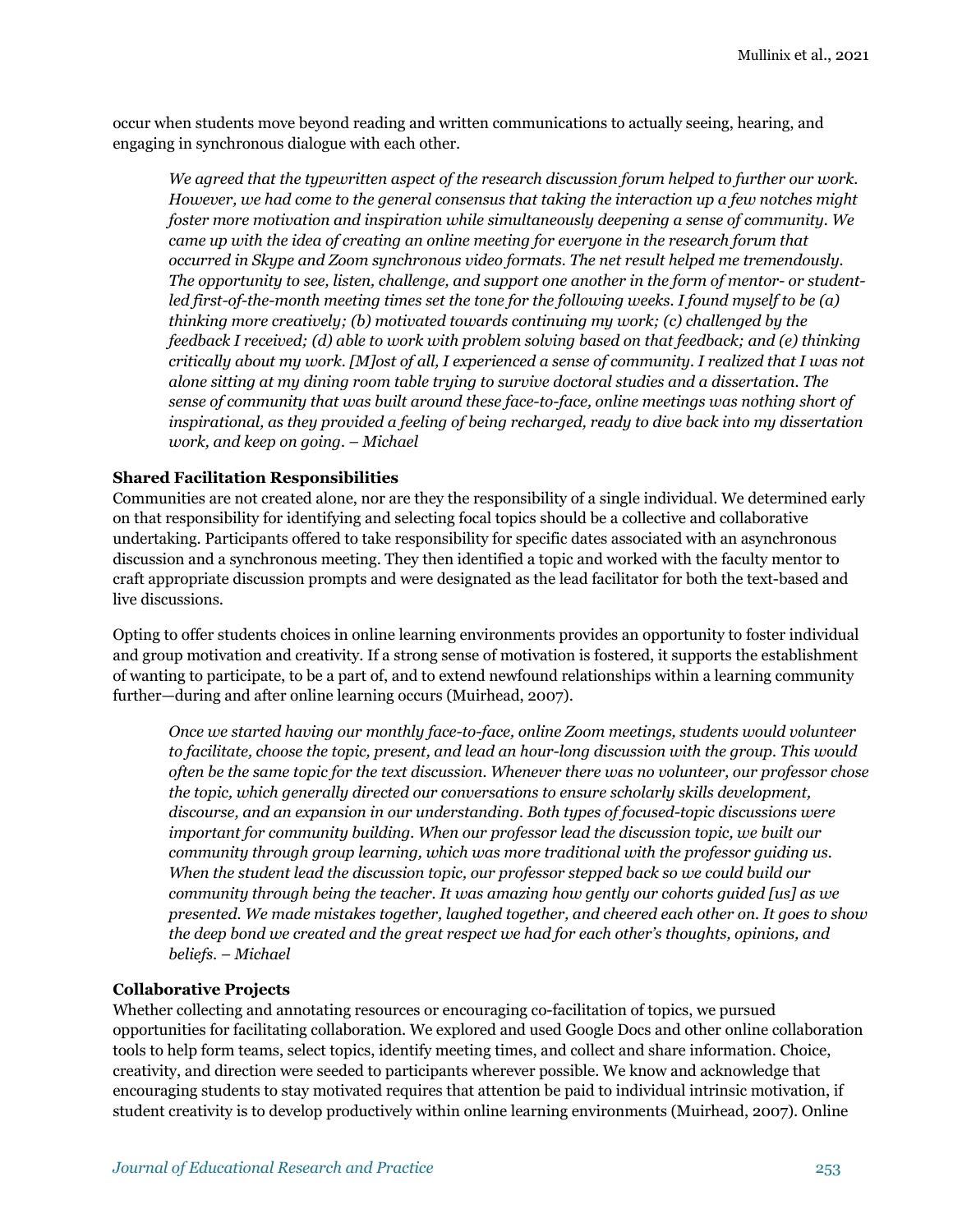occur when students move beyond reading and written communications to actually seeing, hearing, and engaging in synchronous dialogue with each other.

> *We agreed that the typewritten aspect of the research discussion forum helped to further our work. However, we had come to the general consensus that taking the interaction up a few notches might foster more motivation and inspiration while simultaneously deepening a sense of community. We came up with the idea of creating an online meeting for everyone in the research forum that occurred in Skype and Zoom synchronous video formats. The net result helped me tremendously. The opportunity to see, listen, challenge, and support one another in the form of mentor- or student-led first-of-the-month meeting times set the tone for the following weeks. I found myself to be (a) thinking more creatively; (b) motivated towards continuing my work; (c) challenged by the feedback I received; (d) able to work with problem solving based on that feedback; and (e) thinking critically about my work. [M]ost of all, I experienced a sense of community. I realized that I was not alone sitting at my dining room table trying to survive doctoral studies and a dissertation. The sense of community that was built around these face-to-face, online meetings was nothing short of inspirational, as they provided a feeling of being recharged, ready to dive back into my dissertation work, and keep on going. – Michael*

### Shared Facilitation Responsibilities

Communities are not created alone, nor are they the responsibility of a single individual. We determined early on that responsibility for identifying and selecting focal topics should be a collective and collaborative undertaking. Participants offered to take responsibility for specific dates associated with an asynchronous discussion and a synchronous meeting. They then identified a topic and worked with the faculty mentor to craft appropriate discussion prompts and were designated as the lead facilitator for both the text-based and live discussions.

Opting to offer students choices in online learning environments provides an opportunity to foster individual and group motivation and creativity. If a strong sense of motivation is fostered, it supports the establishment of wanting to participate, to be a part of, and to extend newfound relationships within a learning community further—during and after online learning occurs (Muirhead, 2007).

> *Once we started having our monthly face-to-face, online Zoom meetings, students would volunteer to facilitate, choose the topic, present, and lead an hour-long discussion with the group. This would often be the same topic for the text discussion. Whenever there was no volunteer, our professor chose the topic, which generally directed our conversations to ensure scholarly skills development, discourse, and an expansion in our understanding. Both types of focused-topic discussions were important for community building. When our professor lead the discussion topic, we built our community through group learning, which was more traditional with the professor guiding us. When the student lead the discussion topic, our professor stepped back so we could build our community through being the teacher. It was amazing how gently our cohorts guided [us] as we presented. We made mistakes together, laughed together, and cheered each other on. It goes to show the deep bond we created and the great respect we had for each other's thoughts, opinions, and beliefs. – Michael*

### Collaborative Projects

Whether collecting and annotating resources or encouraging co-facilitation of topics, we pursued opportunities for facilitating collaboration. We explored and used Google Docs and other online collaboration tools to help form teams, select topics, identify meeting times, and collect and share information. Choice, creativity, and direction were seeded to participants wherever possible. We know and acknowledge that encouraging students to stay motivated requires that attention be paid to individual intrinsic motivation, if student creativity is to develop productively within online learning environments (Muirhead, 2007). Online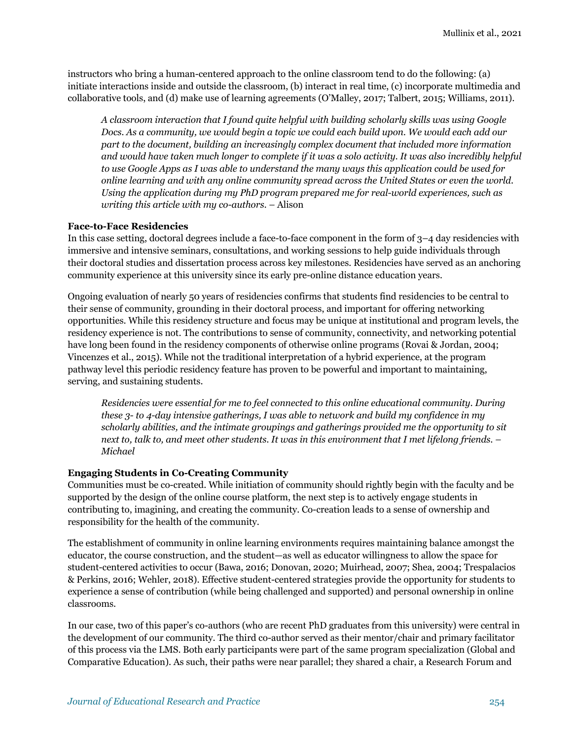instructors who bring a human-centered approach to the online classroom tend to do the following: (a) initiate interactions inside and outside the classroom, (b) interact in real time, (c) incorporate multimedia and collaborative tools, and (d) make use of learning agreements (O'Malley, 2017; Talbert, 2015; Williams, 2011).

> *A classroom interaction that I found quite helpful with building scholarly skills was using Google Docs. As a community, we would begin a topic we could each build upon. We would each add our part to the document, building an increasingly complex document that included more information and would have taken much longer to complete if it was a solo activity. It was also incredibly helpful to use Google Apps as I was able to understand the many ways this application could be used for online learning and with any online community spread across the United States or even the world. Using the application during my PhD program prepared me for real-world experiences, such as writing this article with my co-authors.* – Alison

**Face-to-Face Residencies**

In this case setting, doctoral degrees include a face-to-face component in the form of 3–4 day residencies with immersive and intensive seminars, consultations, and working sessions to help guide individuals through their doctoral studies and dissertation process across key milestones. Residencies have served as an anchoring community experience at this university since its early pre-online distance education years.

Ongoing evaluation of nearly 50 years of residencies confirms that students find residencies to be central to their sense of community, grounding in their doctoral process, and important for offering networking opportunities. While this residency structure and focus may be unique at institutional and program levels, the residency experience is not. The contributions to sense of community, connectivity, and networking potential have long been found in the residency components of otherwise online programs (Rovai & Jordan, 2004; Vincenzes et al., 2015). While not the traditional interpretation of a hybrid experience, at the program pathway level this periodic residency feature has proven to be powerful and important to maintaining, serving, and sustaining students.

> *Residencies were essential for me to feel connected to this online educational community. During these 3- to 4-day intensive gatherings, I was able to network and build my confidence in my scholarly abilities, and the intimate groupings and gatherings provided me the opportunity to sit next to, talk to, and meet other students. It was in this environment that I met lifelong friends. – Michael*

**Engaging Students in Co-Creating Community**

Communities must be co-created. While initiation of community should rightly begin with the faculty and be supported by the design of the online course platform, the next step is to actively engage students in contributing to, imagining, and creating the community. Co-creation leads to a sense of ownership and responsibility for the health of the community.

The establishment of community in online learning environments requires maintaining balance amongst the educator, the course construction, and the student—as well as educator willingness to allow the space for student-centered activities to occur (Bawa, 2016; Donovan, 2020; Muirhead, 2007; Shea, 2004; Trespalacios & Perkins, 2016; Wehler, 2018). Effective student-centered strategies provide the opportunity for students to experience a sense of contribution (while being challenged and supported) and personal ownership in online classrooms.

In our case, two of this paper's co-authors (who are recent PhD graduates from this university) were central in the development of our community. The third co-author served as their mentor/chair and primary facilitator of this process via the LMS. Both early participants were part of the same program specialization (Global and Comparative Education). As such, their paths were near parallel; they shared a chair, a Research Forum and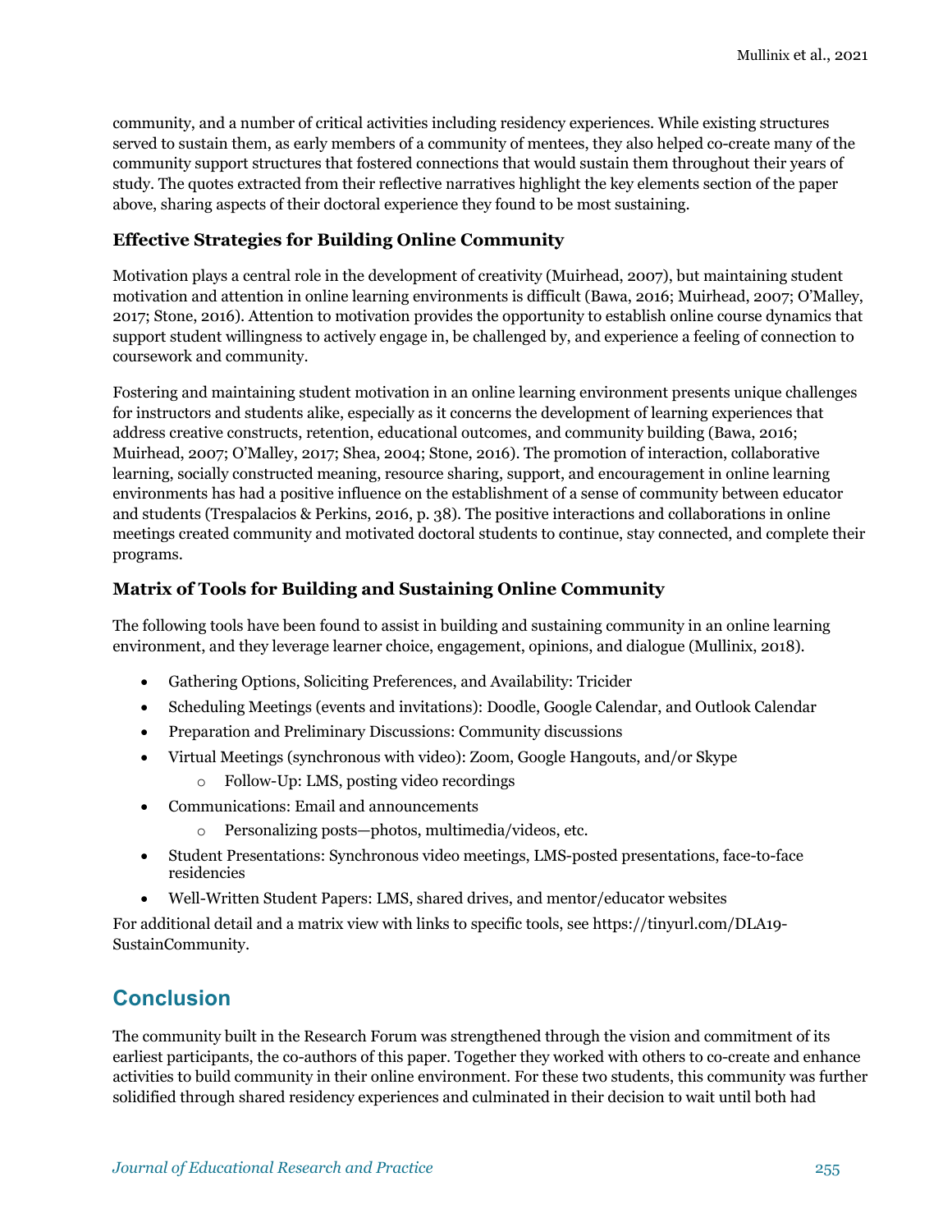community, and a number of critical activities including residency experiences. While existing structures served to sustain them, as early members of a community of mentees, they also helped co-create many of the community support structures that fostered connections that would sustain them throughout their years of study. The quotes extracted from their reflective narratives highlight the key elements section of the paper above, sharing aspects of their doctoral experience they found to be most sustaining.

### Effective Strategies for Building Online Community

Motivation plays a central role in the development of creativity (Muirhead, 2007), but maintaining student motivation and attention in online learning environments is difficult (Bawa, 2016; Muirhead, 2007; O'Malley, 2017; Stone, 2016). Attention to motivation provides the opportunity to establish online course dynamics that support student willingness to actively engage in, be challenged by, and experience a feeling of connection to coursework and community.

Fostering and maintaining student motivation in an online learning environment presents unique challenges for instructors and students alike, especially as it concerns the development of learning experiences that address creative constructs, retention, educational outcomes, and community building (Bawa, 2016; Muirhead, 2007; O'Malley, 2017; Shea, 2004; Stone, 2016). The promotion of interaction, collaborative learning, socially constructed meaning, resource sharing, support, and encouragement in online learning environments has had a positive influence on the establishment of a sense of community between educator and students (Trespalacios & Perkins, 2016, p. 38). The positive interactions and collaborations in online meetings created community and motivated doctoral students to continue, stay connected, and complete their programs.

### Matrix of Tools for Building and Sustaining Online Community

The following tools have been found to assist in building and sustaining community in an online learning environment, and they leverage learner choice, engagement, opinions, and dialogue (Mullinix, 2018).

- Gathering Options, Soliciting Preferences, and Availability: Tricider
- Scheduling Meetings (events and invitations): Doodle, Google Calendar, and Outlook Calendar
- Preparation and Preliminary Discussions: Community discussions
- Virtual Meetings (synchronous with video): Zoom, Google Hangouts, and/or Skype
  - Follow-Up: LMS, posting video recordings
- Communications: Email and announcements
  - Personalizing posts—photos, multimedia/videos, etc.
- Student Presentations: Synchronous video meetings, LMS-posted presentations, face-to-face residencies
- Well-Written Student Papers: LMS, shared drives, and mentor/educator websites

For additional detail and a matrix view with links to specific tools, see https://tinyurl.com/DLA19-SustainCommunity.

## Conclusion

The community built in the Research Forum was strengthened through the vision and commitment of its earliest participants, the co-authors of this paper. Together they worked with others to co-create and enhance activities to build community in their online environment. For these two students, this community was further solidified through shared residency experiences and culminated in their decision to wait until both had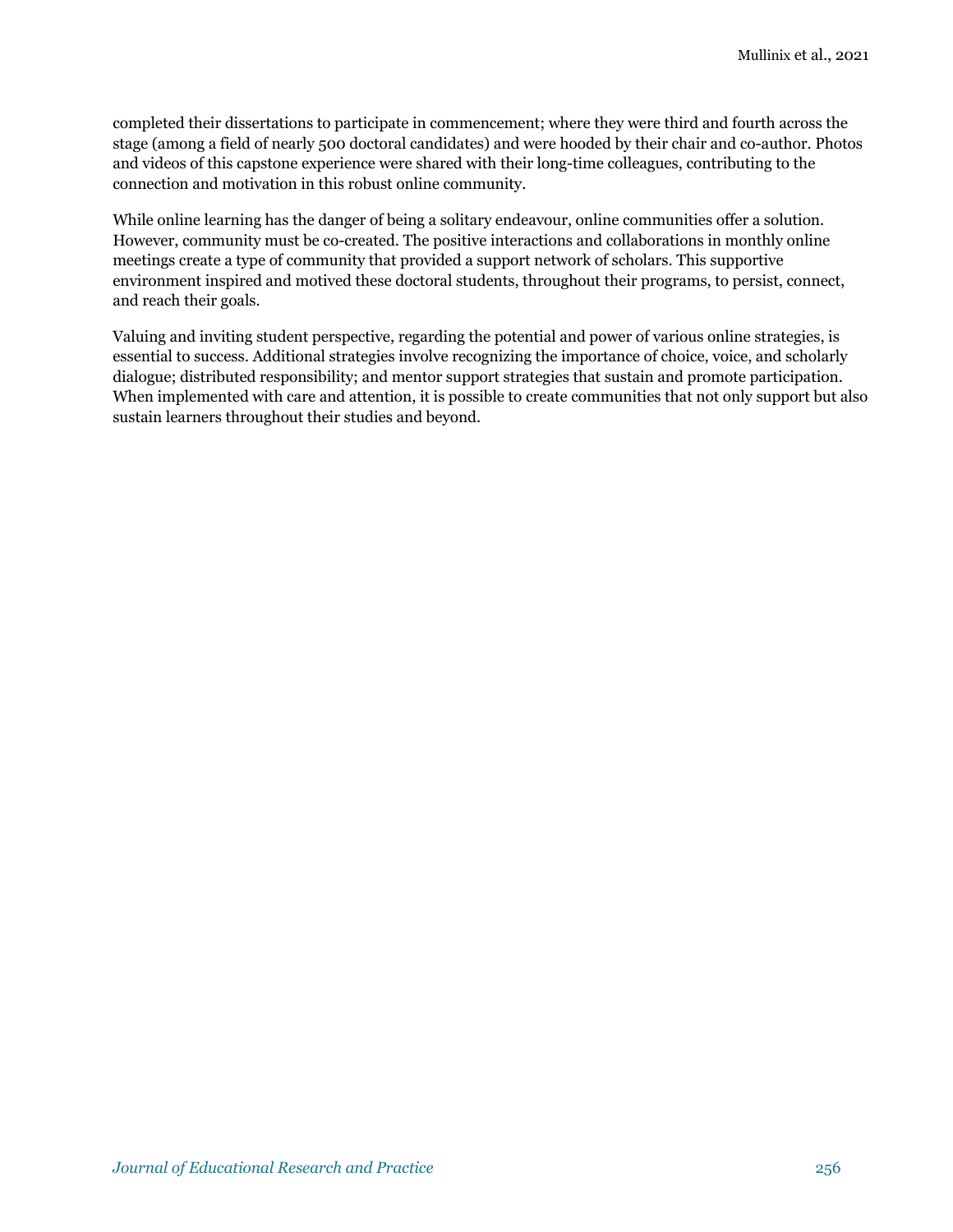completed their dissertations to participate in commencement; where they were third and fourth across the stage (among a field of nearly 500 doctoral candidates) and were hooded by their chair and co-author. Photos and videos of this capstone experience were shared with their long-time colleagues, contributing to the connection and motivation in this robust online community.

While online learning has the danger of being a solitary endeavour, online communities offer a solution. However, community must be co-created. The positive interactions and collaborations in monthly online meetings create a type of community that provided a support network of scholars. This supportive environment inspired and motived these doctoral students, throughout their programs, to persist, connect, and reach their goals.

Valuing and inviting student perspective, regarding the potential and power of various online strategies, is essential to success. Additional strategies involve recognizing the importance of choice, voice, and scholarly dialogue; distributed responsibility; and mentor support strategies that sustain and promote participation. When implemented with care and attention, it is possible to create communities that not only support but also sustain learners throughout their studies and beyond.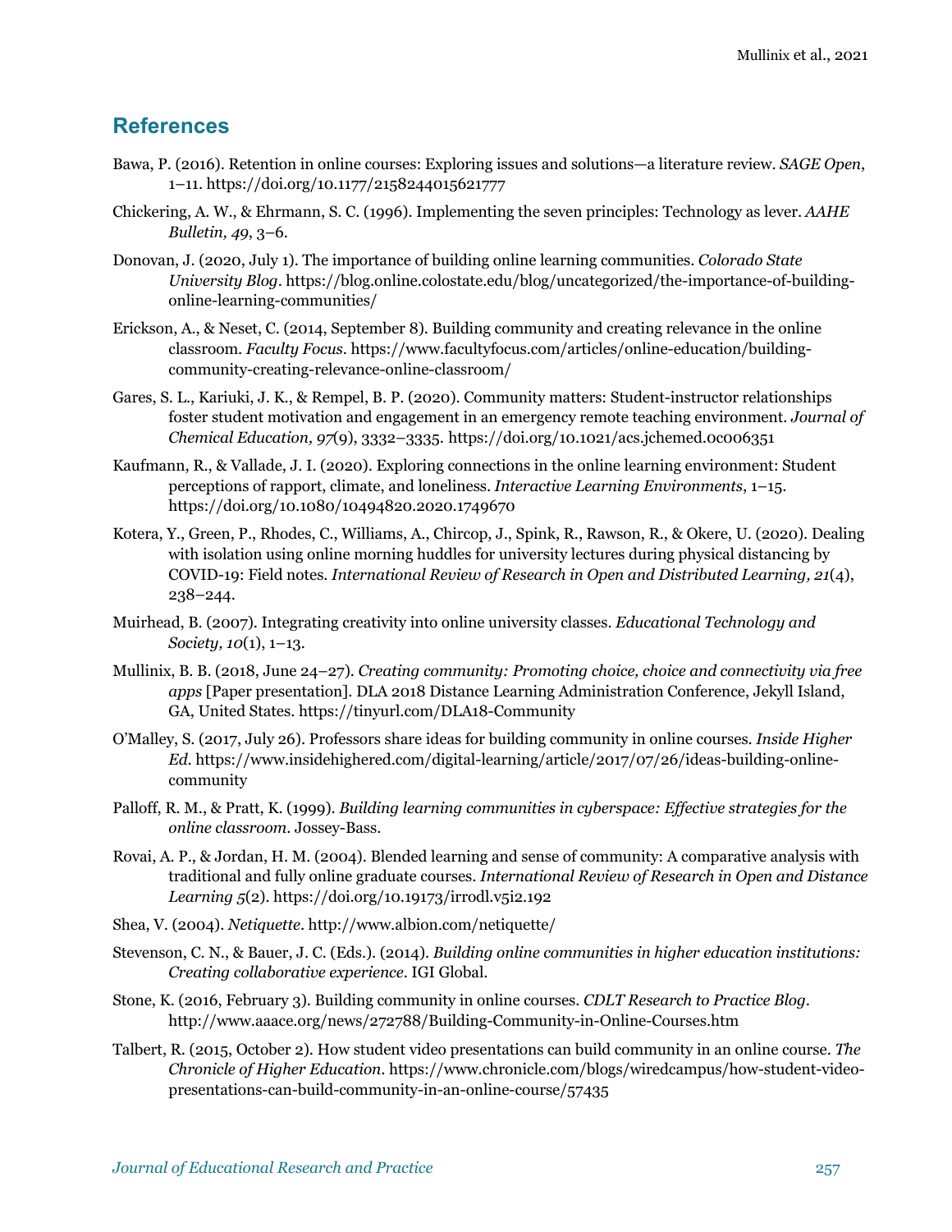## References

Bawa, P. (2016). Retention in online courses: Exploring issues and solutions—a literature review. *SAGE Open*, 1–11. https://doi.org/10.1177/2158244015621777

Chickering, A. W., & Ehrmann, S. C. (1996). Implementing the seven principles: Technology as lever. *AAHE Bulletin, 49*, 3–6.

Donovan, J. (2020, July 1). The importance of building online learning communities. *Colorado State University Blog*. https://blog.online.colostate.edu/blog/uncategorized/the-importance-of-building-online-learning-communities/

Erickson, A., & Neset, C. (2014, September 8). Building community and creating relevance in the online classroom. *Faculty Focus*. https://www.facultyfocus.com/articles/online-education/building-community-creating-relevance-online-classroom/

Gares, S. L., Kariuki, J. K., & Rempel, B. P. (2020). Community matters: Student-instructor relationships foster student motivation and engagement in an emergency remote teaching environment. *Journal of Chemical Education, 97*(9), 3332–3335. https://doi.org/10.1021/acs.jchemed.0c006351

Kaufmann, R., & Vallade, J. I. (2020). Exploring connections in the online learning environment: Student perceptions of rapport, climate, and loneliness. *Interactive Learning Environments*, 1–15. https://doi.org/10.1080/10494820.2020.1749670

Kotera, Y., Green, P., Rhodes, C., Williams, A., Chircop, J., Spink, R., Rawson, R., & Okere, U. (2020). Dealing with isolation using online morning huddles for university lectures during physical distancing by COVID-19: Field notes. *International Review of Research in Open and Distributed Learning, 21*(4), 238–244.

Muirhead, B. (2007). Integrating creativity into online university classes. *Educational Technology and Society, 10*(1), 1–13.

Mullinix, B. B. (2018, June 24–27). *Creating community: Promoting choice, choice and connectivity via free apps* [Paper presentation]. DLA 2018 Distance Learning Administration Conference, Jekyll Island, GA, United States. https://tinyurl.com/DLA18-Community

O'Malley, S. (2017, July 26). Professors share ideas for building community in online courses. *Inside Higher Ed*. https://www.insidehighered.com/digital-learning/article/2017/07/26/ideas-building-online-community

Palloff, R. M., & Pratt, K. (1999). *Building learning communities in cyberspace: Effective strategies for the online classroom*. Jossey-Bass.

Rovai, A. P., & Jordan, H. M. (2004). Blended learning and sense of community: A comparative analysis with traditional and fully online graduate courses. *International Review of Research in Open and Distance Learning 5*(2). https://doi.org/10.19173/irrodl.v5i2.192

Shea, V. (2004). *Netiquette*. http://www.albion.com/netiquette/

Stevenson, C. N., & Bauer, J. C. (Eds.). (2014). *Building online communities in higher education institutions: Creating collaborative experience*. IGI Global.

Stone, K. (2016, February 3). Building community in online courses. *CDLT Research to Practice Blog*. http://www.aaace.org/news/272788/Building-Community-in-Online-Courses.htm

Talbert, R. (2015, October 2). How student video presentations can build community in an online course. *The Chronicle of Higher Education*. https://www.chronicle.com/blogs/wiredcampus/how-student-video-presentations-can-build-community-in-an-online-course/57435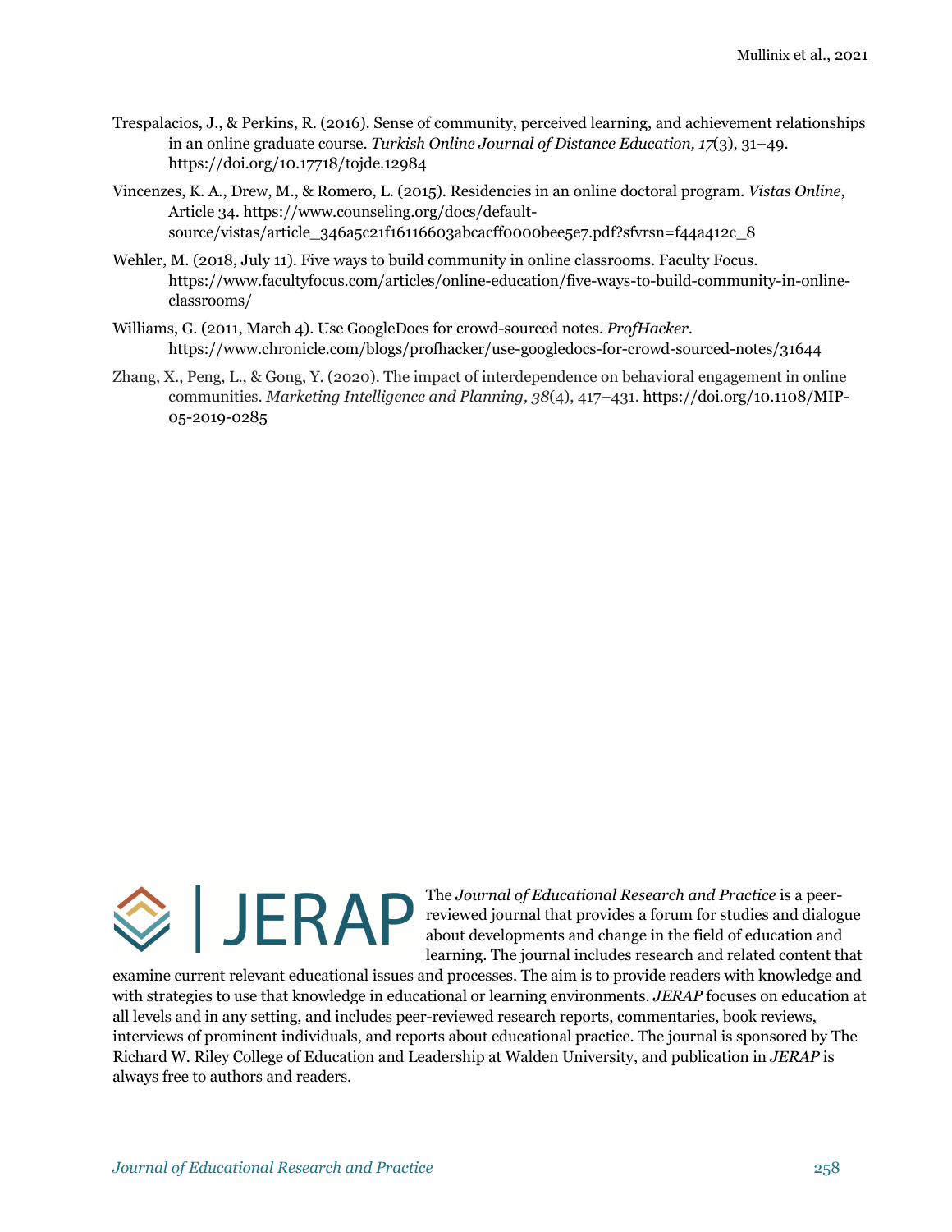Trespalacios, J., & Perkins, R. (2016). Sense of community, perceived learning, and achievement relationships in an online graduate course. *Turkish Online Journal of Distance Education, 17*(3), 31–49. https://doi.org/10.17718/tojde.12984

Vincenzes, K. A., Drew, M., & Romero, L. (2015). Residencies in an online doctoral program. *Vistas Online*, Article 34. https://www.counseling.org/docs/default-source/vistas/article_346a5c21f16116603abcacff0000bee5e7.pdf?sfvrsn=f44a412c_8

Wehler, M. (2018, July 11). Five ways to build community in online classrooms. Faculty Focus. https://www.facultyfocus.com/articles/online-education/five-ways-to-build-community-in-online-classrooms/

Williams, G. (2011, March 4). Use GoogleDocs for crowd-sourced notes. *ProfHacker*. https://www.chronicle.com/blogs/profhacker/use-googledocs-for-crowd-sourced-notes/31644

Zhang, X., Peng, L., & Gong, Y. (2020). The impact of interdependence on behavioral engagement in online communities. *Marketing Intelligence and Planning, 38*(4), 417–431. https://doi.org/10.1108/MIP-05-2019-0285

| JERAP

The *Journal of Educational Research and Practice* is a peer-reviewed journal that provides a forum for studies and dialogue about developments and change in the field of education and learning. The journal includes research and related content that examine current relevant educational issues and processes. The aim is to provide readers with knowledge and with strategies to use that knowledge in educational or learning environments. *JERAP* focuses on education at all levels and in any setting, and includes peer-reviewed research reports, commentaries, book reviews, interviews of prominent individuals, and reports about educational practice. The journal is sponsored by The Richard W. Riley College of Education and Leadership at Walden University, and publication in *JERAP* is always free to authors and readers.